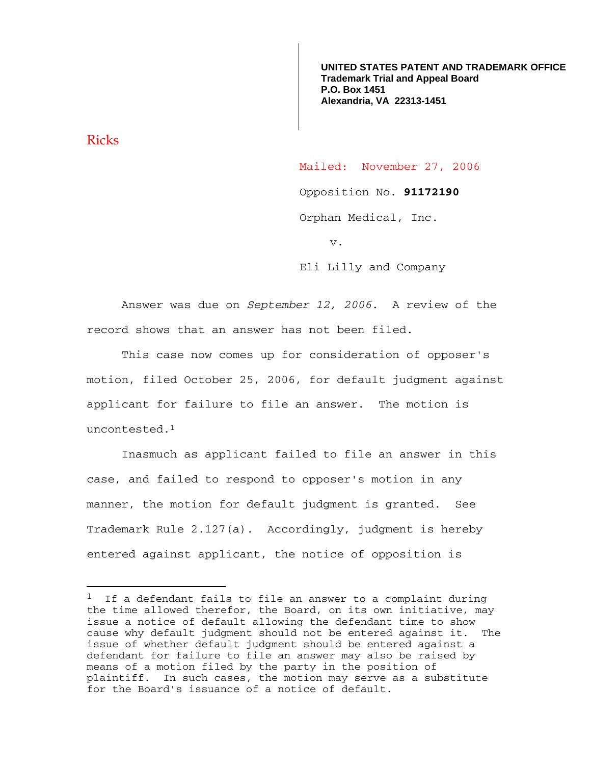**UNITED STATES PATENT AND TRADEMARK OFFICE**
**Trademark Trial and Appeal Board**
**P.O. Box 1451**
**Alexandria, VA 22313-1451**

Ricks

Mailed: November 27, 2006

Opposition No. **91172190**

Orphan Medical, Inc.

v.

Eli Lilly and Company

Answer was due on *September 12, 2006*. A review of the record shows that an answer has not been filed.

This case now comes up for consideration of opposer's motion, filed October 25, 2006, for default judgment against applicant for failure to file an answer. The motion is uncontested.[1]

Inasmuch as applicant failed to file an answer in this case, and failed to respond to opposer's motion in any manner, the motion for default judgment is granted. See Trademark Rule 2.127(a). Accordingly, judgment is hereby entered against applicant, the notice of opposition is

---

[1] If a defendant fails to file an answer to a complaint during the time allowed therefor, the Board, on its own initiative, may issue a notice of default allowing the defendant time to show cause why default judgment should not be entered against it. The issue of whether default judgment should be entered against a defendant for failure to file an answer may also be raised by means of a motion filed by the party in the position of plaintiff. In such cases, the motion may serve as a substitute for the Board's issuance of a notice of default.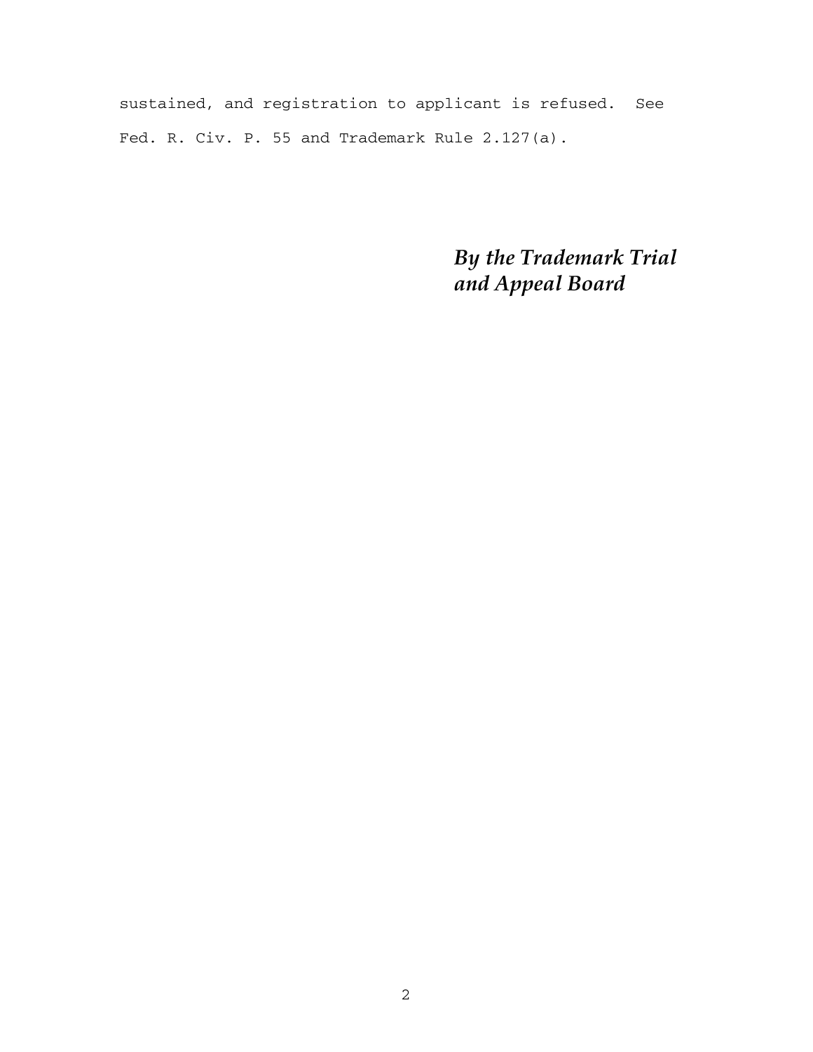sustained, and registration to applicant is refused. See Fed. R. Civ. P. 55 and Trademark Rule 2.127(a).

*By the Trademark Trial and Appeal Board*